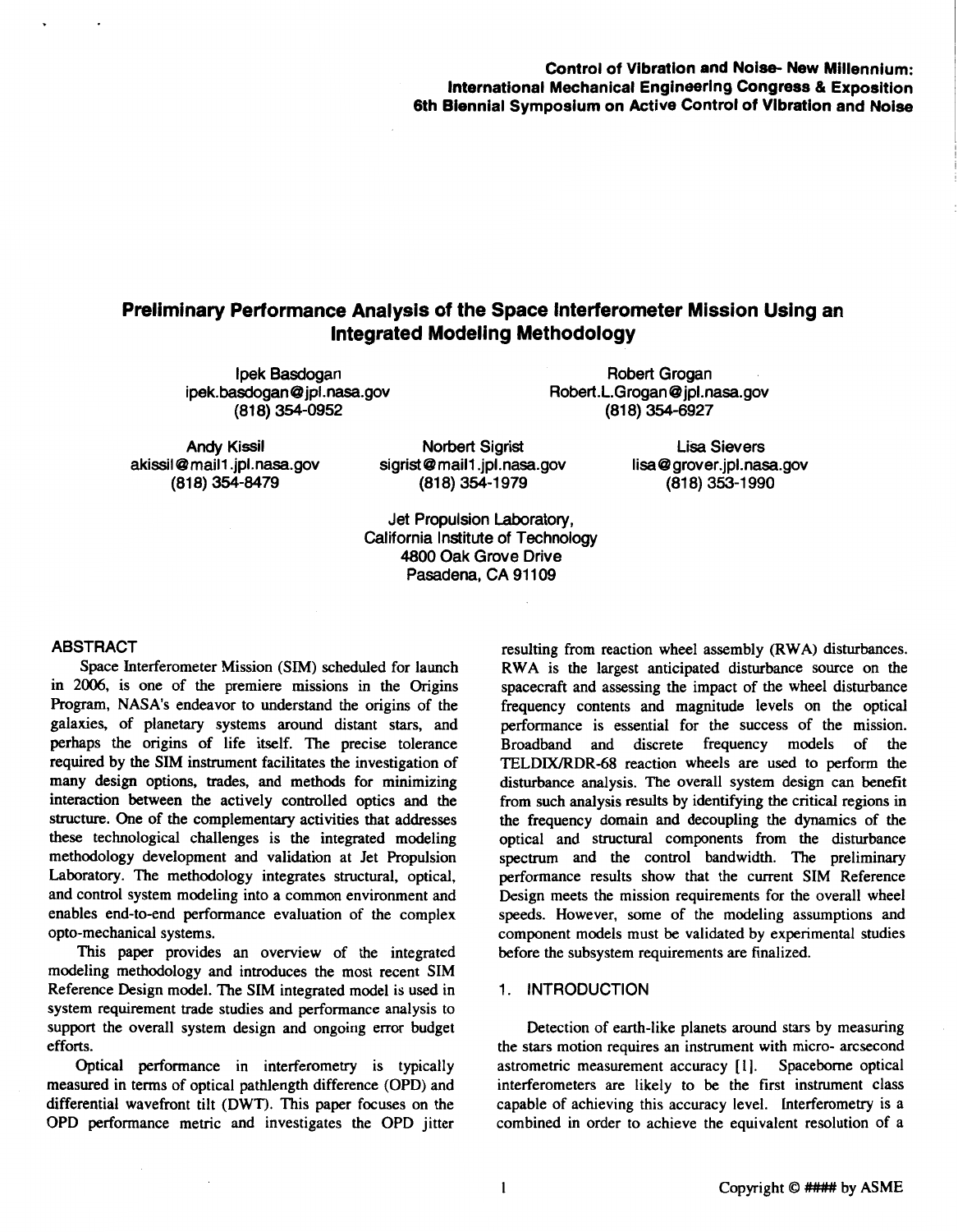Control of Vibration and Noise- New Millennium:
International Mechanical Engineering Congress & Exposition
6th Biennial Symposium on Active Control of Vibration and Noise

# Preliminary Performance Analysis of the Space Interferometer Mission Using an Integrated Modeling Methodology

Ipek Basdogan
ipek.basdogan@jpl.nasa.gov
(818) 354-0952

Robert Grogan
Robert.L.Grogan@jpl.nasa.gov
(818) 354-6927

Andy Kissil
akissil@mail1.jpl.nasa.gov
(818) 354-8479

Norbert Sigrist
sigrist@mail1.jpl.nasa.gov
(818) 354-1979

Lisa Sievers
lisa@grover.jpl.nasa.gov
(818) 353-1990

Jet Propulsion Laboratory,
California Institute of Technology
4800 Oak Grove Drive
Pasadena, CA 91109

## ABSTRACT

Space Interferometer Mission (SIM) scheduled for launch in 2006, is one of the premiere missions in the Origins Program, NASA's endeavor to understand the origins of the galaxies, of planetary systems around distant stars, and perhaps the origins of life itself. The precise tolerance required by the SIM instrument facilitates the investigation of many design options, trades, and methods for minimizing interaction between the actively controlled optics and the structure. One of the complementary activities that addresses these technological challenges is the integrated modeling methodology development and validation at Jet Propulsion Laboratory. The methodology integrates structural, optical, and control system modeling into a common environment and enables end-to-end performance evaluation of the complex opto-mechanical systems.

This paper provides an overview of the integrated modeling methodology and introduces the most recent SIM Reference Design model. The SIM integrated model is used in system requirement trade studies and performance analysis to support the overall system design and ongoing error budget efforts.

Optical performance in interferometry is typically measured in terms of optical pathlength difference (OPD) and differential wavefront tilt (DWT). This paper focuses on the OPD performance metric and investigates the OPD jitter resulting from reaction wheel assembly (RWA) disturbances. RWA is the largest anticipated disturbance source on the spacecraft and assessing the impact of the wheel disturbance frequency contents and magnitude levels on the optical performance is essential for the success of the mission. Broadband and discrete frequency models of the TELDIX/RDR-68 reaction wheels are used to perform the disturbance analysis. The overall system design can benefit from such analysis results by identifying the critical regions in the frequency domain and decoupling the dynamics of the optical and structural components from the disturbance spectrum and the control bandwidth. The preliminary performance results show that the current SIM Reference Design meets the mission requirements for the overall wheel speeds. However, some of the modeling assumptions and component models must be validated by experimental studies before the subsystem requirements are finalized.

## 1. INTRODUCTION

Detection of earth-like planets around stars by measuring the stars motion requires an instrument with micro- arcsecond astrometric measurement accuracy [1]. Spaceborne optical interferometers are likely to be the first instrument class capable of achieving this accuracy level. Interferometry is a combined in order to achieve the equivalent resolution of a

Copyright © #### by ASME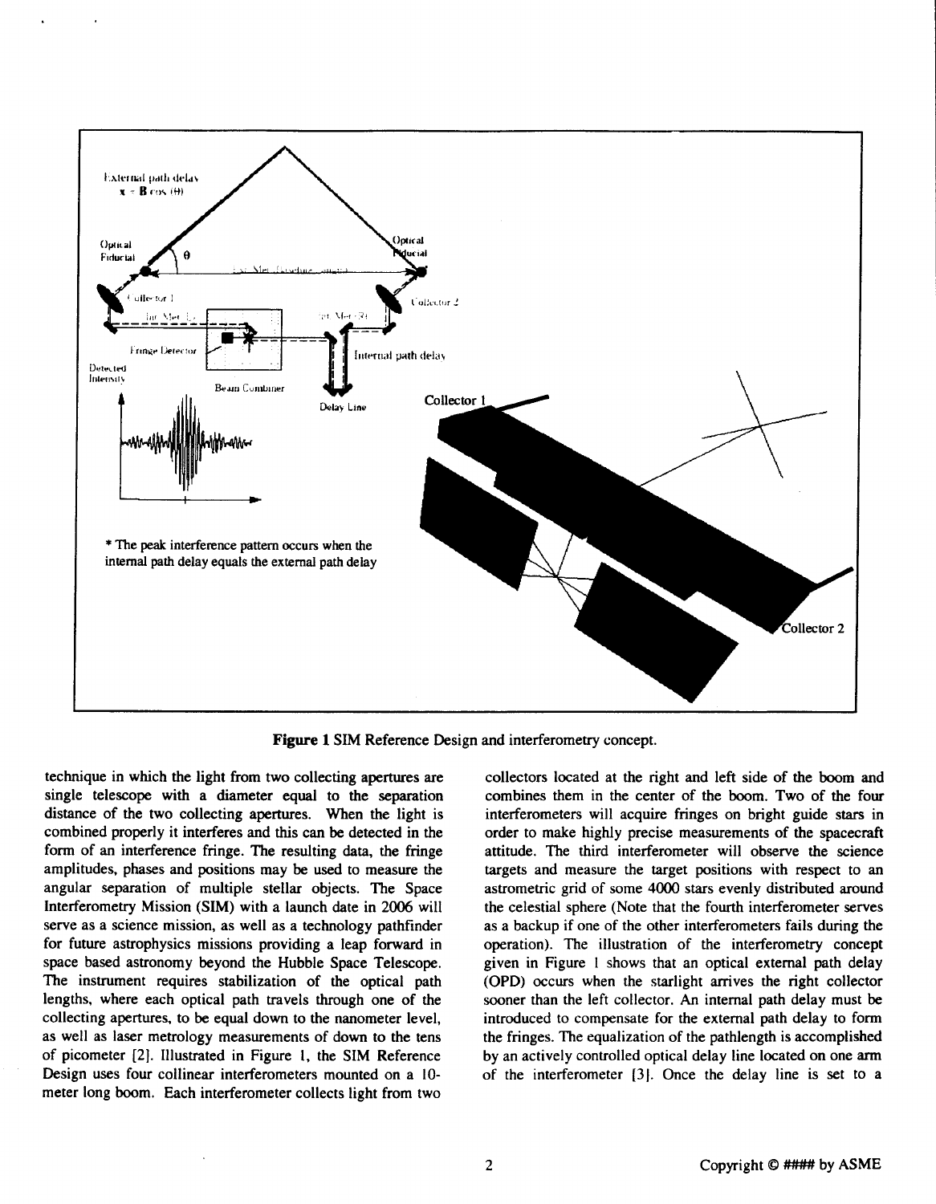**Figure 1** SIM Reference Design and interferometry concept.

technique in which the light from two collecting apertures are single telescope with a diameter equal to the separation distance of the two collecting apertures. When the light is combined properly it interferes and this can be detected in the form of an interference fringe. The resulting data, the fringe amplitudes, phases and positions may be used to measure the angular separation of multiple stellar objects. The Space Interferometry Mission (SIM) with a launch date in 2006 will serve as a science mission, as well as a technology pathfinder for future astrophysics missions providing a leap forward in space based astronomy beyond the Hubble Space Telescope. The instrument requires stabilization of the optical path lengths, where each optical path travels through one of the collecting apertures, to be equal down to the nanometer level, as well as laser metrology measurements of down to the tens of picometer [2]. Illustrated in Figure 1, the SIM Reference Design uses four collinear interferometers mounted on a 10-meter long boom. Each interferometer collects light from two collectors located at the right and left side of the boom and combines them in the center of the boom. Two of the four interferometers will acquire fringes on bright guide stars in order to make highly precise measurements of the spacecraft attitude. The third interferometer will observe the science targets and measure the target positions with respect to an astrometric grid of some 4000 stars evenly distributed around the celestial sphere (Note that the fourth interferometer serves as a backup if one of the other interferometers fails during the operation). The illustration of the interferometry concept given in Figure 1 shows that an optical external path delay (OPD) occurs when the starlight arrives the right collector sooner than the left collector. An internal path delay must be introduced to compensate for the external path delay to form the fringes. The equalization of the pathlength is accomplished by an actively controlled optical delay line located on one arm of the interferometer [3]. Once the delay line is set to a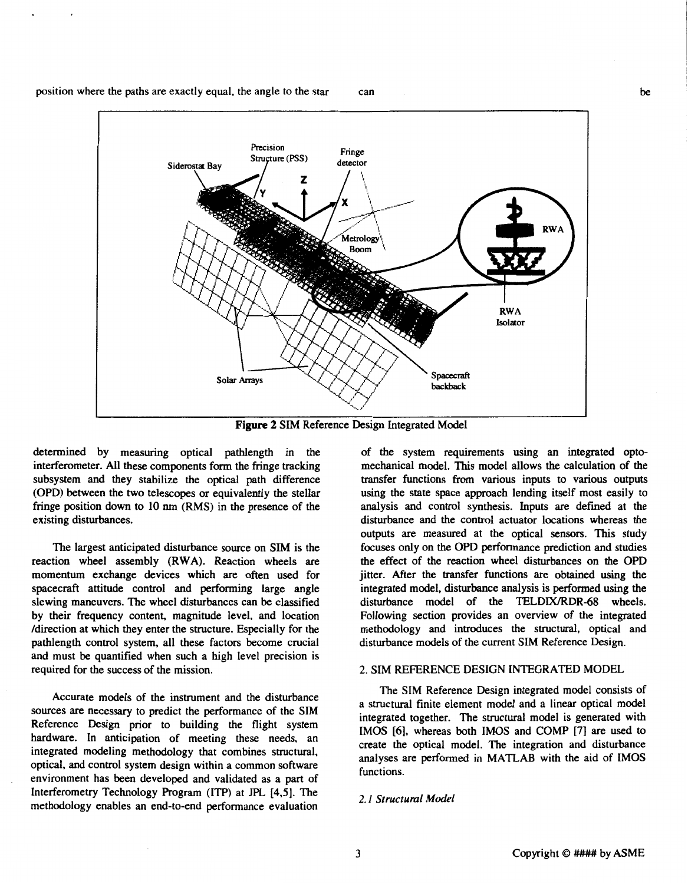position where the paths are exactly equal, the angle to the star can be determined by measuring optical pathlength in the interferometer. All these components form the fringe tracking subsystem and they stabilize the optical path difference (OPD) between the two telescopes or equivalently the stellar fringe position down to 10 nm (RMS) in the presence of the existing disturbances.

**Figure 2** SIM Reference Design Integrated Model

The largest anticipated disturbance source on SIM is the reaction wheel assembly (RWA). Reaction wheels are momentum exchange devices which are often used for spacecraft attitude control and performing large angle slewing maneuvers. The wheel disturbances can be classified by their frequency content, magnitude level, and location /direction at which they enter the structure. Especially for the pathlength control system, all these factors become crucial and must be quantified when such a high level precision is required for the success of the mission.

Accurate models of the instrument and the disturbance sources are necessary to predict the performance of the SIM Reference Design prior to building the flight system hardware. In anticipation of meeting these needs, an integrated modeling methodology that combines structural, optical, and control system design within a common software environment has been developed and validated as a part of Interferometry Technology Program (ITP) at JPL [4,5]. The methodology enables an end-to-end performance evaluation of the system requirements using an integrated opto-mechanical model. This model allows the calculation of the transfer functions from various inputs to various outputs using the state space approach lending itself most easily to analysis and control synthesis. Inputs are defined at the disturbance and the control actuator locations whereas the outputs are measured at the optical sensors. This study focuses only on the OPD performance prediction and studies the effect of the reaction wheel disturbances on the OPD jitter. After the transfer functions are obtained using the integrated model, disturbance analysis is performed using the disturbance model of the TELDIX/RDR-68 wheels. Following section provides an overview of the integrated methodology and introduces the structural, optical and disturbance models of the current SIM Reference Design.

## 2. SIM REFERENCE DESIGN INTEGRATED MODEL

The SIM Reference Design integrated model consists of a structural finite element model and a linear optical model integrated together. The structural model is generated with IMOS [6], whereas both IMOS and COMP [7] are used to create the optical model. The integration and disturbance analyses are performed in MATLAB with the aid of IMOS functions.

### *2.1 Structural Model*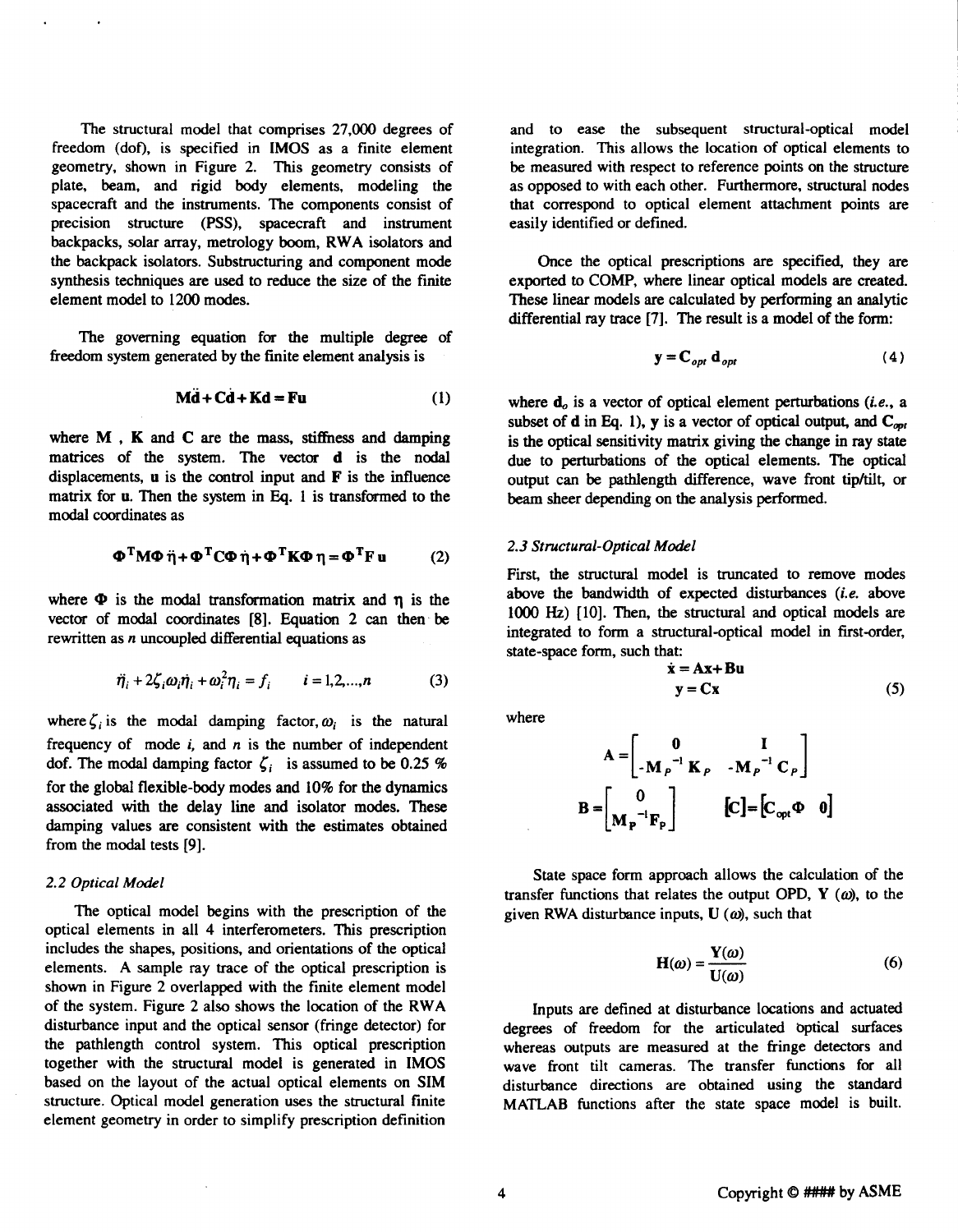The structural model that comprises 27,000 degrees of freedom (dof), is specified in IMOS as a finite element geometry, shown in Figure 2. This geometry consists of plate, beam, and rigid body elements, modeling the spacecraft and the instruments. The components consist of precision structure (PSS), spacecraft and instrument backpacks, solar array, metrology boom, RWA isolators and the backpack isolators. Substructuring and component mode synthesis techniques are used to reduce the size of the finite element model to 1200 modes.

The governing equation for the multiple degree of freedom system generated by the finite element analysis is

$$\mathbf{M}\ddot{\mathbf{d}} + \mathbf{C}\dot{\mathbf{d}} + \mathbf{K}\mathbf{d} = \mathbf{F}\mathbf{u} \tag{1}$$

where $\mathbf{M}$ , $\mathbf{K}$ and $\mathbf{C}$ are the mass, stiffness and damping matrices of the system. The vector $\mathbf{d}$ is the nodal displacements, $\mathbf{u}$ is the control input and $\mathbf{F}$ is the influence matrix for $\mathbf{u}$. Then the system in Eq. 1 is transformed to the modal coordinates as

$$\mathbf{\Phi}^T\mathbf{M}\mathbf{\Phi}\,\ddot{\mathbf{\eta}} + \mathbf{\Phi}^T\mathbf{C}\mathbf{\Phi}\,\dot{\mathbf{\eta}} + \mathbf{\Phi}^T\mathbf{K}\mathbf{\Phi}\,\mathbf{\eta} = \mathbf{\Phi}^T\mathbf{F}\,\mathbf{u} \tag{2}$$

where $\mathbf{\Phi}$ is the modal transformation matrix and $\mathbf{\eta}$ is the vector of modal coordinates [8]. Equation 2 can then be rewritten as $n$ uncoupled differential equations as

$$\ddot{\eta}_i + 2\zeta_i\omega_i\dot{\eta}_i + \omega_i^2\eta_i = f_i \qquad i = 1,2,...,n \tag{3}$$

where $\zeta_i$ is the modal damping factor, $\omega_i$ is the natural frequency of mode $i$, and $n$ is the number of independent dof. The modal damping factor $\zeta_i$ is assumed to be 0.25 % for the global flexible-body modes and 10% for the dynamics associated with the delay line and isolator modes. These damping values are consistent with the estimates obtained from the modal tests [9].

### *2.2 Optical Model*

The optical model begins with the prescription of the optical elements in all 4 interferometers. This prescription includes the shapes, positions, and orientations of the optical elements. A sample ray trace of the optical prescription is shown in Figure 2 overlapped with the finite element model of the system. Figure 2 also shows the location of the RWA disturbance input and the optical sensor (fringe detector) for the pathlength control system. This optical prescription together with the structural model is generated in IMOS based on the layout of the actual optical elements on SIM structure. Optical model generation uses the structural finite element geometry in order to simplify prescription definition and to ease the subsequent structural-optical model integration. This allows the location of optical elements to be measured with respect to reference points on the structure as opposed to with each other. Furthermore, structural nodes that correspond to optical element attachment points are easily identified or defined.

Once the optical prescriptions are specified, they are exported to COMP, where linear optical models are created. These linear models are calculated by performing an analytic differential ray trace [7]. The result is a model of the form:

$$\mathbf{y} = \mathbf{C}_{opt}\,\mathbf{d}_{opt} \tag{4}$$

where $\mathbf{d}_o$ is a vector of optical element perturbations (*i.e.*, a subset of $\mathbf{d}$ in Eq. 1), $\mathbf{y}$ is a vector of optical output, and $\mathbf{C}_{opt}$ is the optical sensitivity matrix giving the change in ray state due to perturbations of the optical elements. The optical output can be pathlength difference, wave front tip/tilt, or beam sheer depending on the analysis performed.

### *2.3 Structural-Optical Model*

First, the structural model is truncated to remove modes above the bandwidth of expected disturbances (*i.e.* above 1000 Hz) [10]. Then, the structural and optical models are integrated to form a structural-optical model in first-order, state-space form, such that:

$$\begin{aligned} \dot{\mathbf{x}} &= \mathbf{A}\mathbf{x} + \mathbf{B}\mathbf{u} \\ \mathbf{y} &= \mathbf{C}\mathbf{x} \end{aligned} \tag{5}$$

where

$$\mathbf{A} = \begin{bmatrix} \mathbf{0} & \mathbf{I} \\ -\mathbf{M}_P^{-1}\mathbf{K}_P & -\mathbf{M}_P^{-1}\mathbf{C}_P \end{bmatrix}$$

$$\mathbf{B} = \begin{bmatrix} \mathbf{0} \\ \mathbf{M}_P^{-1}\mathbf{F}_P \end{bmatrix} \qquad [\mathbf{C}] = [\mathbf{C}_{opt}\mathbf{\Phi} \quad \mathbf{0}]$$

State space form approach allows the calculation of the transfer functions that relates the output OPD, $\mathbf{Y}(\omega)$, to the given RWA disturbance inputs, $\mathbf{U}(\omega)$, such that

$$\mathbf{H}(\omega) = \frac{\mathbf{Y}(\omega)}{\mathbf{U}(\omega)} \tag{6}$$

Inputs are defined at disturbance locations and actuated degrees of freedom for the articulated optical surfaces whereas outputs are measured at the fringe detectors and wave front tilt cameras. The transfer functions for all disturbance directions are obtained using the standard MATLAB functions after the state space model is built.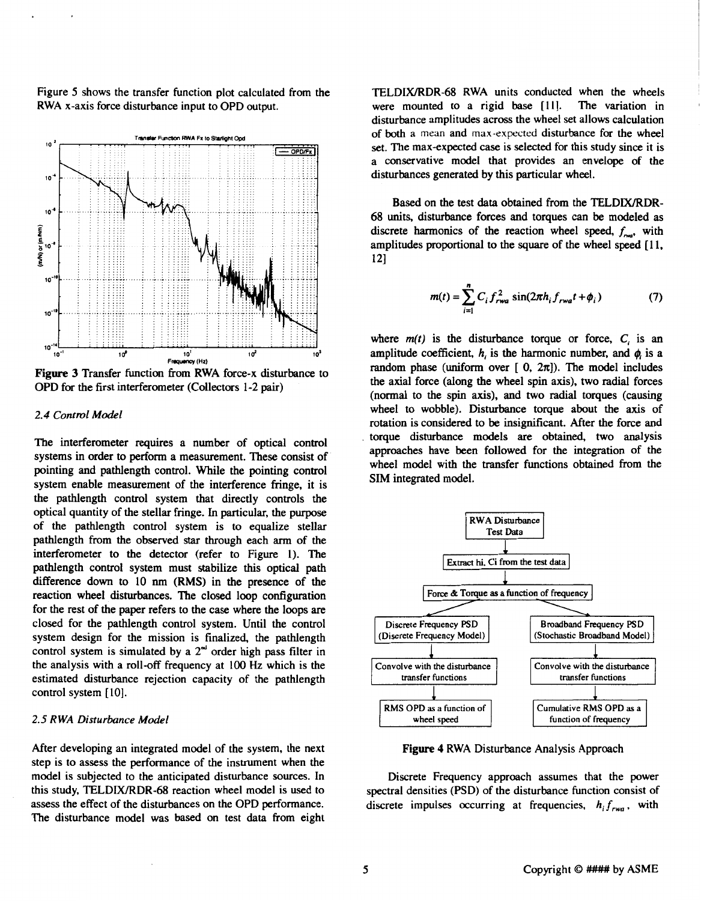Figure 5 shows the transfer function plot calculated from the RWA x-axis force disturbance input to OPD output.

**Figure 3** Transfer function from RWA force-x disturbance to OPD for the first interferometer (Collectors 1-2 pair)

### *2.4 Control Model*

The interferometer requires a number of optical control systems in order to perform a measurement. These consist of pointing and pathlength control. While the pointing control system enable measurement of the interference fringe, it is the pathlength control system that directly controls the optical quantity of the stellar fringe. In particular, the purpose of the pathlength control system is to equalize stellar pathlength from the observed star through each arm of the interferometer to the detector (refer to Figure 1). The pathlength control system must stabilize this optical path difference down to 10 nm (RMS) in the presence of the reaction wheel disturbances. The closed loop configuration for the rest of the paper refers to the case where the loops are closed for the pathlength control system. Until the control system design for the mission is finalized, the pathlength control system is simulated by a 2[nd] order high pass filter in the analysis with a roll-off frequency at 100 Hz which is the estimated disturbance rejection capacity of the pathlength control system [10].

### *2.5 RWA Disturbance Model*

After developing an integrated model of the system, the next step is to assess the performance of the instrument when the model is subjected to the anticipated disturbance sources. In this study, TELDIX/RDR-68 reaction wheel model is used to assess the effect of the disturbances on the OPD performance. The disturbance model was based on test data from eight TELDIX/RDR-68 RWA units conducted when the wheels were mounted to a rigid base [11]. The variation in disturbance amplitudes across the wheel set allows calculation of both a mean and max-expected disturbance for the wheel set. The max-expected case is selected for this study since it is a conservative model that provides an envelope of the disturbances generated by this particular wheel.

Based on the test data obtained from the TELDIX/RDR-68 units, disturbance forces and torques can be modeled as discrete harmonics of the reaction wheel speed, $f_{rwa}$, with amplitudes proportional to the square of the wheel speed [11, 12]

$$m(t) = \sum_{i=1}^{n} C_i f_{rwa}^2 \sin(2\pi h_i f_{rwa} t + \phi_i) \tag{7}$$

where $m(t)$ is the disturbance torque or force, $C_i$ is an amplitude coefficient, $h_i$ is the harmonic number, and $\phi_i$ is a random phase (uniform over $[\ 0,\ 2\pi]$). The model includes the axial force (along the wheel spin axis), two radial forces (normal to the spin axis), and two radial torques (causing wheel to wobble). Disturbance torque about the axis of rotation is considered to be insignificant. After the force and torque disturbance models are obtained, two analysis approaches have been followed for the integration of the wheel model with the transfer functions obtained from the SIM integrated model.

**Figure 4** RWA Disturbance Analysis Approach

Discrete Frequency approach assumes that the power spectral densities (PSD) of the disturbance function consist of discrete impulses occurring at frequencies, $h_i f_{rwa}$, with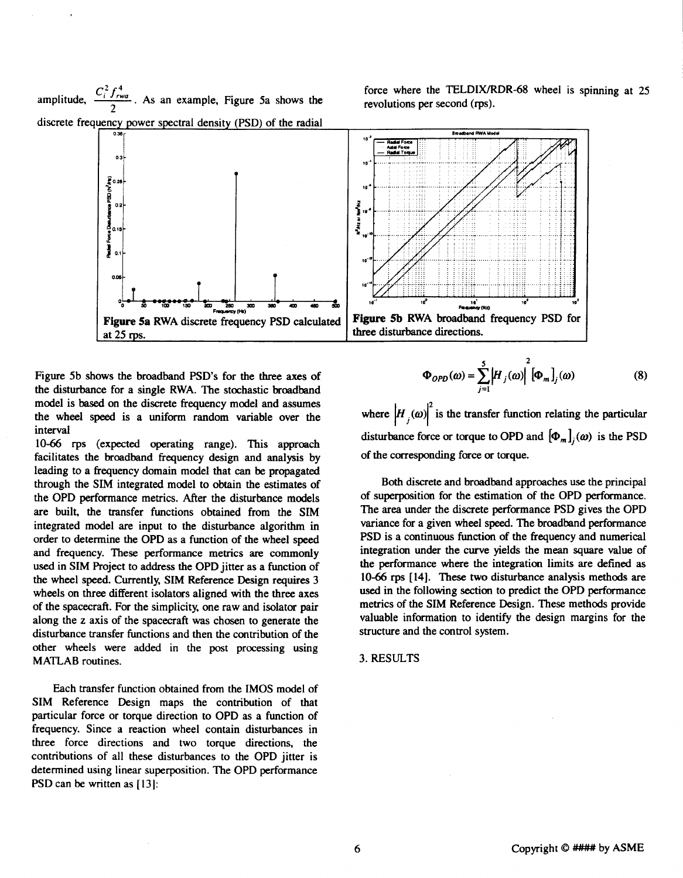amplitude, $\frac{C_i^2 f_{rwa}^4}{2}$. As an example, Figure 5a shows the discrete frequency power spectral density (PSD) of the radial force where the TELDIX/RDR-68 wheel is spinning at 25 revolutions per second (rps).

**Figure 5a** RWA discrete frequency PSD calculated at 25 rps.

**Figure 5b** RWA broadband frequency PSD for three disturbance directions.

Figure 5b shows the broadband PSD's for the three axes of the disturbance for a single RWA. The stochastic broadband model is based on the discrete frequency model and assumes the wheel speed is a uniform random variable over the interval 10-66 rps (expected operating range). This approach facilitates the broadband frequency design and analysis by leading to a frequency domain model that can be propagated through the SIM integrated model to obtain the estimates of the OPD performance metrics. After the disturbance models are built, the transfer functions obtained from the SIM integrated model are input to the disturbance algorithm in order to determine the OPD as a function of the wheel speed and frequency. These performance metrics are commonly used in SIM Project to address the OPD jitter as a function of the wheel speed. Currently, SIM Reference Design requires 3 wheels on three different isolators aligned with the three axes of the spacecraft. For the simplicity, one raw and isolator pair along the z axis of the spacecraft was chosen to generate the disturbance transfer functions and then the contribution of the other wheels were added in the post processing using MATLAB routines.

Each transfer function obtained from the IMOS model of SIM Reference Design maps the contribution of that particular force or torque direction to OPD as a function of frequency. Since a reaction wheel contain disturbances in three force directions and two torque directions, the contributions of all these disturbances to the OPD jitter is determined using linear superposition. The OPD performance PSD can be written as [13]:

$$\Phi_{OPD}(\omega) = \sum_{j=1}^{5} \left|H_j(\omega)\right|^2 [\Phi_m]_j(\omega) \qquad (8)$$

where $\left|H_j(\omega)\right|^2$ is the transfer function relating the particular disturbance force or torque to OPD and $[\Phi_m]_j(\omega)$ is the PSD of the corresponding force or torque.

Both discrete and broadband approaches use the principal of superposition for the estimation of the OPD performance. The area under the discrete performance PSD gives the OPD variance for a given wheel speed. The broadband performance PSD is a continuous function of the frequency and numerical integration under the curve yields the mean square value of the performance where the integration limits are defined as 10-66 rps [14]. These two disturbance analysis methods are used in the following section to predict the OPD performance metrics of the SIM Reference Design. These methods provide valuable information to identify the design margins for the structure and the control system.

## 3. RESULTS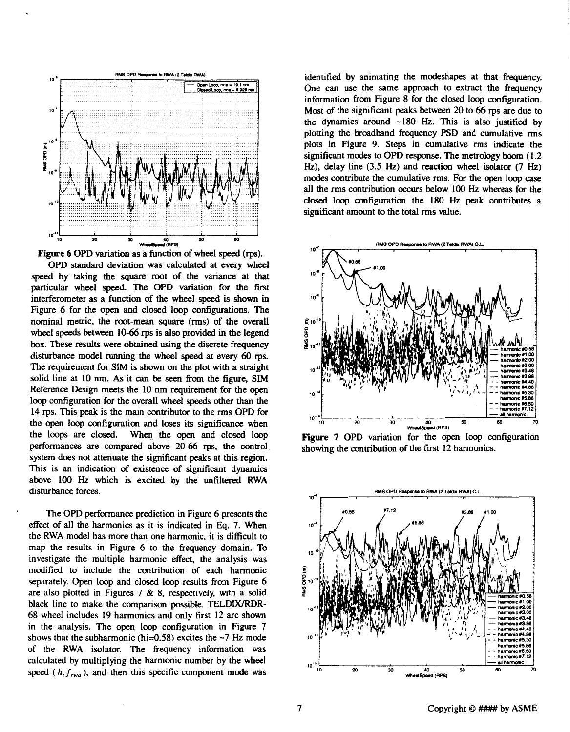Figure 6 OPD variation as a function of wheel speed (rps).

OPD standard deviation was calculated at every wheel speed by taking the square root of the variance at that particular wheel speed. The OPD variation for the first interferometer as a function of the wheel speed is shown in Figure 6 for the open and closed loop configurations. The nominal metric, the root-mean square (rms) of the overall wheel speeds between 10-66 rps is also provided in the legend box. These results were obtained using the discrete frequency disturbance model running the wheel speed at every 60 rps. The requirement for SIM is shown on the plot with a straight solid line at 10 nm. As it can be seen from the figure, SIM Reference Design meets the 10 nm requirement for the open loop configuration for the overall wheel speeds other than the 14 rps. This peak is the main contributor to the rms OPD for the open loop configuration and loses its significance when the loops are closed. When the open and closed loop performances are compared above 20-66 rps, the control system does not attenuate the significant peaks at this region. This is an indication of existence of significant dynamics above 100 Hz which is excited by the unfiltered RWA disturbance forces.

The OPD performance prediction in Figure 6 presents the effect of all the harmonics as it is indicated in Eq. 7. When the RWA model has more than one harmonic, it is difficult to map the results in Figure 6 to the frequency domain. To investigate the multiple harmonic effect, the analysis was modified to include the contribution of each harmonic separately. Open loop and closed loop results from Figure 6 are also plotted in Figures 7 & 8, respectively, with a solid black line to make the comparison possible. TELDIX/RDR-68 wheel includes 19 harmonics and only first 12 are shown in the analysis. The open loop configuration in Figure 7 shows that the subharmonic (hi=0.58) excites the ~7 Hz mode of the RWA isolator. The frequency information was calculated by multiplying the harmonic number by the wheel speed ( $h_i f_{rwa}$ ), and then this specific component mode was identified by animating the modeshapes at that frequency. One can use the same approach to extract the frequency information from Figure 8 for the closed loop configuration. Most of the significant peaks between 20 to 66 rps are due to the dynamics around ~180 Hz. This is also justified by plotting the broadband frequency PSD and cumulative rms plots in Figure 9. Steps in cumulative rms indicate the significant modes to OPD response. The metrology boom (1.2 Hz), delay line (3.5 Hz) and reaction wheel isolator (7 Hz) modes contribute the cumulative rms. For the open loop case all the rms contribution occurs below 100 Hz whereas for the closed loop configuration the 180 Hz peak contributes a significant amount to the total rms value.

**Figure 7** OPD variation for the open loop configuration showing the contribution of the first 12 harmonics.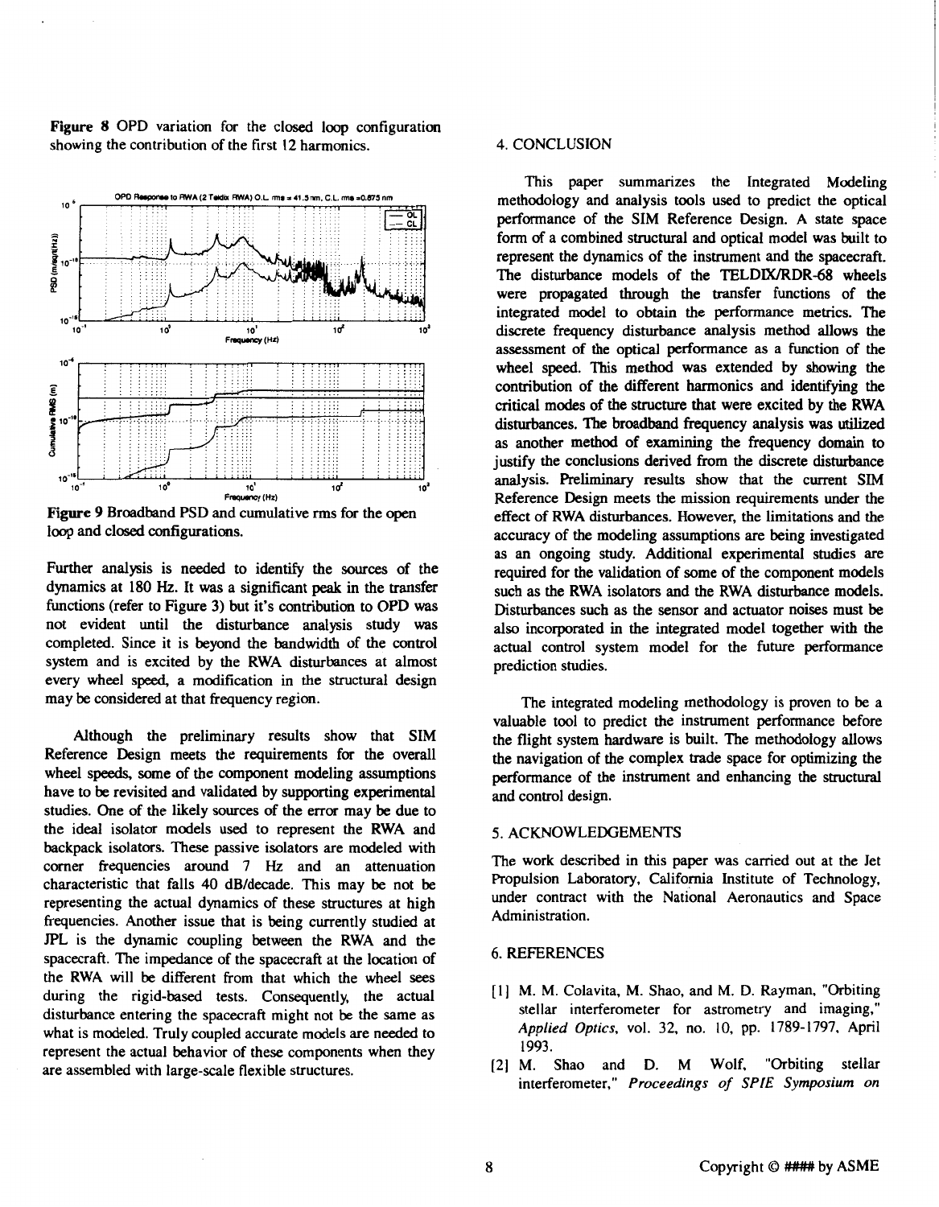Figure 8 OPD variation for the closed loop configuration showing the contribution of the first 12 harmonics.

Figure 9 Broadband PSD and cumulative rms for the open loop and closed configurations.

Further analysis is needed to identify the sources of the dynamics at 180 Hz. It was a significant peak in the transfer functions (refer to Figure 3) but it's contribution to OPD was not evident until the disturbance analysis study was completed. Since it is beyond the bandwidth of the control system and is excited by the RWA disturbances at almost every wheel speed, a modification in the structural design may be considered at that frequency region.

Although the preliminary results show that SIM Reference Design meets the requirements for the overall wheel speeds, some of the component modeling assumptions have to be revisited and validated by supporting experimental studies. One of the likely sources of the error may be due to the ideal isolator models used to represent the RWA and backpack isolators. These passive isolators are modeled with corner frequencies around 7 Hz and an attenuation characteristic that falls 40 dB/decade. This may be not be representing the actual dynamics of these structures at high frequencies. Another issue that is being currently studied at JPL is the dynamic coupling between the RWA and the spacecraft. The impedance of the spacecraft at the location of the RWA will be different from that which the wheel sees during the rigid-based tests. Consequently, the actual disturbance entering the spacecraft might not be the same as what is modeled. Truly coupled accurate models are needed to represent the actual behavior of these components when they are assembled with large-scale flexible structures.

## 4. CONCLUSION

This paper summarizes the Integrated Modeling methodology and analysis tools used to predict the optical performance of the SIM Reference Design. A state space form of a combined structural and optical model was built to represent the dynamics of the instrument and the spacecraft. The disturbance models of the TELDIX/RDR-68 wheels were propagated through the transfer functions of the integrated model to obtain the performance metrics. The discrete frequency disturbance analysis method allows the assessment of the optical performance as a function of the wheel speed. This method was extended by showing the contribution of the different harmonics and identifying the critical modes of the structure that were excited by the RWA disturbances. The broadband frequency analysis was utilized as another method of examining the frequency domain to justify the conclusions derived from the discrete disturbance analysis. Preliminary results show that the current SIM Reference Design meets the mission requirements under the effect of RWA disturbances. However, the limitations and the accuracy of the modeling assumptions are being investigated as an ongoing study. Additional experimental studies are required for the validation of some of the component models such as the RWA isolators and the RWA disturbance models. Disturbances such as the sensor and actuator noises must be also incorporated in the integrated model together with the actual control system model for the future performance prediction studies.

The integrated modeling methodology is proven to be a valuable tool to predict the instrument performance before the flight system hardware is built. The methodology allows the navigation of the complex trade space for optimizing the performance of the instrument and enhancing the structural and control design.

## 5. ACKNOWLEDGEMENTS

The work described in this paper was carried out at the Jet Propulsion Laboratory, California Institute of Technology, under contract with the National Aeronautics and Space Administration.

## 6. REFERENCES

[1] M. M. Colavita, M. Shao, and M. D. Rayman, "Orbiting stellar interferometer for astrometry and imaging," *Applied Optics*, vol. 32, no. 10, pp. 1789-1797, April 1993.

[2] M. Shao and D. M Wolf, "Orbiting stellar interferometer," *Proceedings of SPIE Symposium on*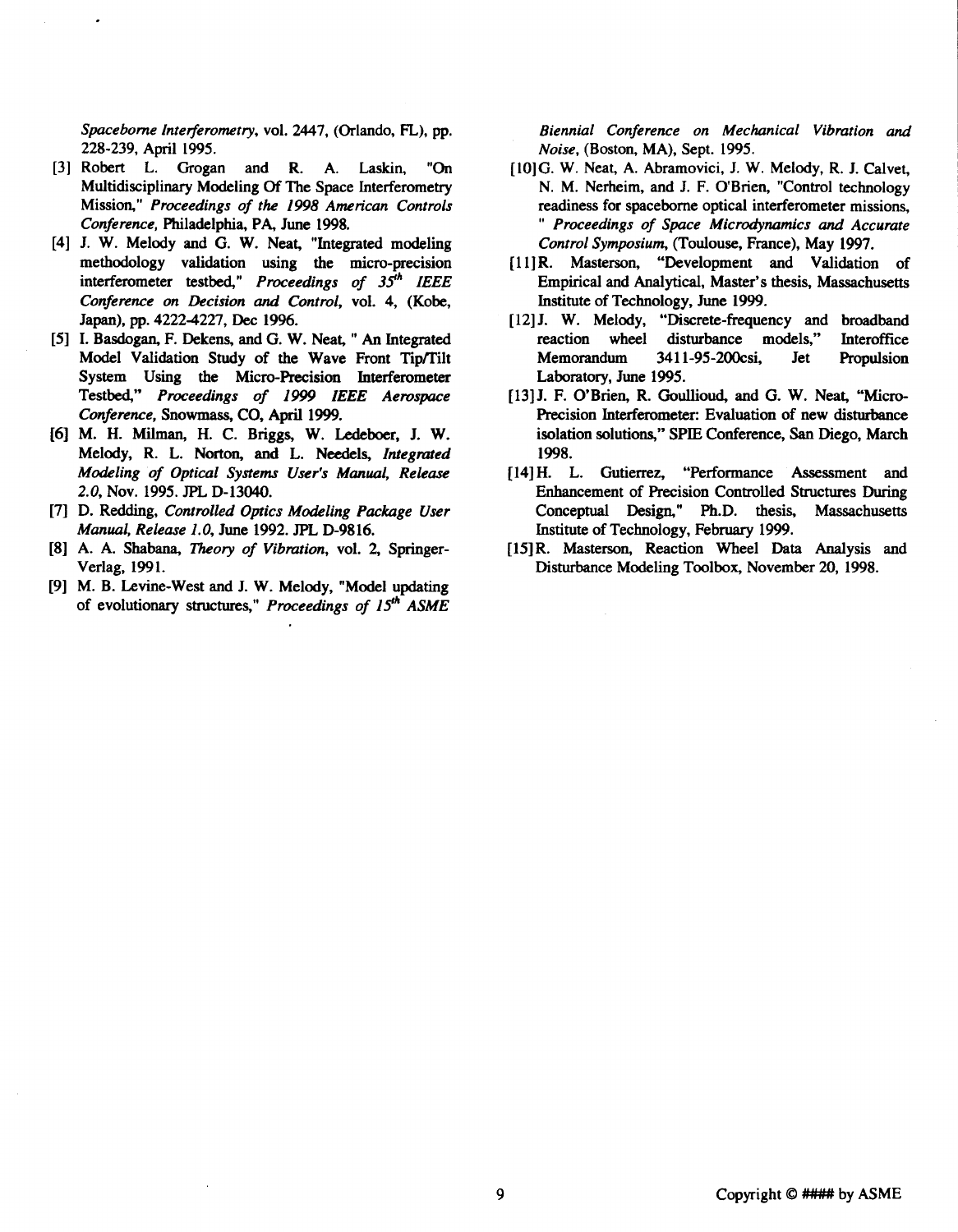*Spaceborne Interferometry*, vol. 2447, (Orlando, FL), pp. 228-239, April 1995.

[3] Robert L. Grogan and R. A. Laskin, "On Multidisciplinary Modeling Of The Space Interferometry Mission," *Proceedings of the 1998 American Controls Conference*, Philadelphia, PA, June 1998.

[4] J. W. Melody and G. W. Neat, "Integrated modeling methodology validation using the micro-precision interferometer testbed," *Proceedings of 35th IEEE Conference on Decision and Control*, vol. 4, (Kobe, Japan), pp. 4222-4227, Dec 1996.

[5] I. Basdogan, F. Dekens, and G. W. Neat, " An Integrated Model Validation Study of the Wave Front Tip/Tilt System Using the Micro-Precision Interferometer Testbed," *Proceedings of 1999 IEEE Aerospace Conference*, Snowmass, CO, April 1999.

[6] M. H. Milman, H. C. Briggs, W. Ledeboer, J. W. Melody, R. L. Norton, and L. Needels, *Integrated Modeling of Optical Systems User's Manual, Release 2.0*, Nov. 1995. JPL D-13040.

[7] D. Redding, *Controlled Optics Modeling Package User Manual, Release 1.0*, June 1992. JPL D-9816.

[8] A. A. Shabana, *Theory of Vibration*, vol. 2, Springer-Verlag, 1991.

[9] M. B. Levine-West and J. W. Melody, "Model updating of evolutionary structures," *Proceedings of 15th ASME Biennial Conference on Mechanical Vibration and Noise*, (Boston, MA), Sept. 1995.

[10] G. W. Neat, A. Abramovici, J. W. Melody, R. J. Calvet, N. M. Nerheim, and J. F. O'Brien, "Control technology readiness for spaceborne optical interferometer missions, " *Proceedings of Space Microdynamics and Accurate Control Symposium*, (Toulouse, France), May 1997.

[11] R. Masterson, "Development and Validation of Empirical and Analytical, Master's thesis, Massachusetts Institute of Technology, June 1999.

[12] J. W. Melody, "Discrete-frequency and broadband reaction wheel disturbance models," Interoffice Memorandum 3411-95-200csi, Jet Propulsion Laboratory, June 1995.

[13] J. F. O'Brien, R. Goullioud, and G. W. Neat, "Micro-Precision Interferometer: Evaluation of new disturbance isolation solutions," SPIE Conference, San Diego, March 1998.

[14] H. L. Gutierrez, "Performance Assessment and Enhancement of Precision Controlled Structures During Conceptual Design," Ph.D. thesis, Massachusetts Institute of Technology, February 1999.

[15] R. Masterson, Reaction Wheel Data Analysis and Disturbance Modeling Toolbox, November 20, 1998.